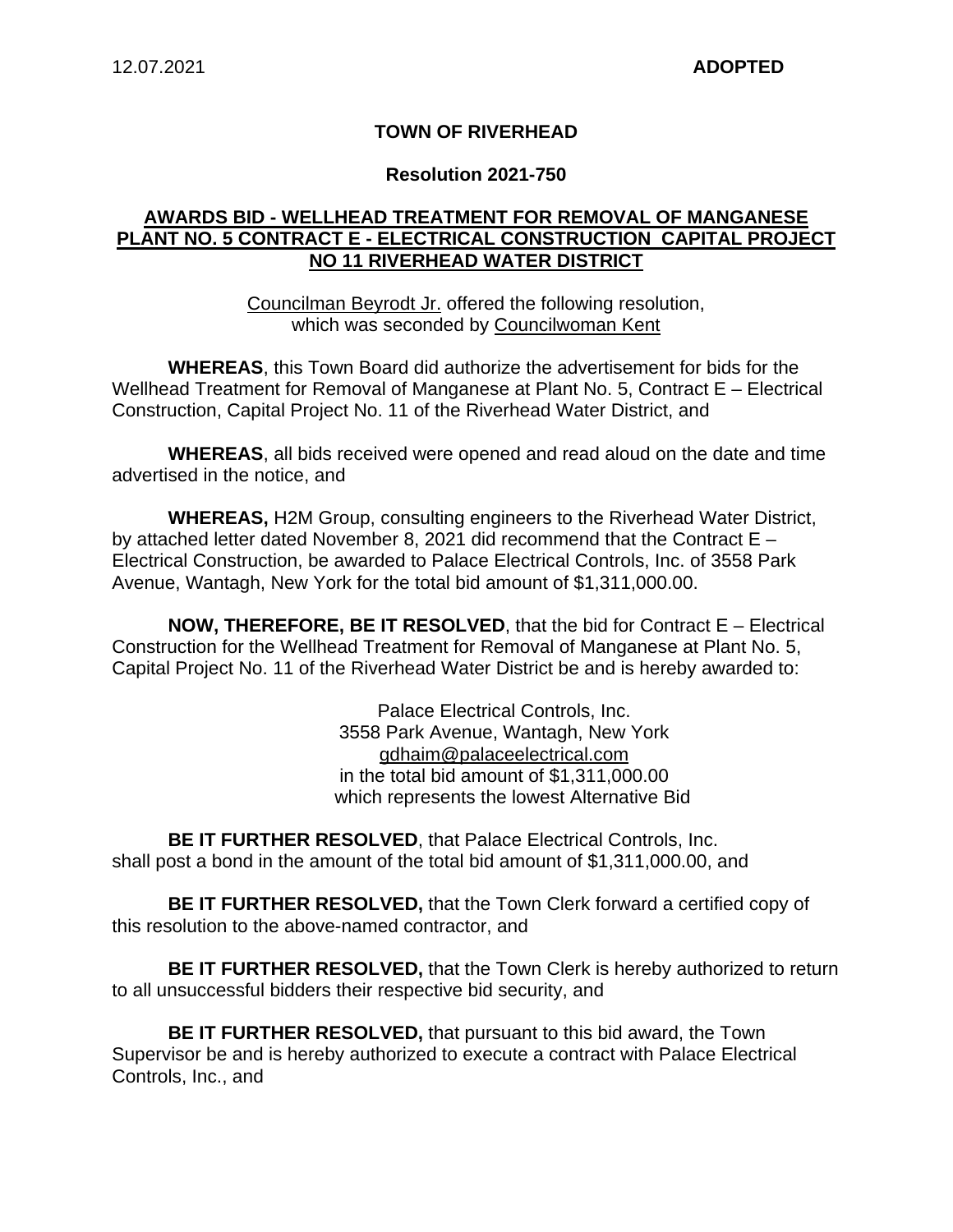12.07.2021 **ADOPTED**

**TOWN OF RIVERHEAD**

**Resolution 2021-750**

**AWARDS BID - WELLHEAD TREATMENT FOR REMOVAL OF MANGANESE PLANT NO. 5 CONTRACT E - ELECTRICAL CONSTRUCTION CAPITAL PROJECT NO 11 RIVERHEAD WATER DISTRICT**

Councilman Beyrodt Jr. offered the following resolution, which was seconded by Councilwoman Kent

**WHEREAS**, this Town Board did authorize the advertisement for bids for the Wellhead Treatment for Removal of Manganese at Plant No. 5, Contract E – Electrical Construction, Capital Project No. 11 of the Riverhead Water District, and

**WHEREAS**, all bids received were opened and read aloud on the date and time advertised in the notice, and

**WHEREAS,** H2M Group, consulting engineers to the Riverhead Water District, by attached letter dated November 8, 2021 did recommend that the Contract E – Electrical Construction, be awarded to Palace Electrical Controls, Inc. of 3558 Park Avenue, Wantagh, New York for the total bid amount of $1,311,000.00.

**NOW, THEREFORE, BE IT RESOLVED**, that the bid for Contract E – Electrical Construction for the Wellhead Treatment for Removal of Manganese at Plant No. 5, Capital Project No. 11 of the Riverhead Water District be and is hereby awarded to:

Palace Electrical Controls, Inc.
3558 Park Avenue, Wantagh, New York
gdhaim@palaceelectrical.com
in the total bid amount of $1,311,000.00
which represents the lowest Alternative Bid

**BE IT FURTHER RESOLVED**, that Palace Electrical Controls, Inc. shall post a bond in the amount of the total bid amount of $1,311,000.00, and

**BE IT FURTHER RESOLVED,** that the Town Clerk forward a certified copy of this resolution to the above-named contractor, and

**BE IT FURTHER RESOLVED,** that the Town Clerk is hereby authorized to return to all unsuccessful bidders their respective bid security, and

**BE IT FURTHER RESOLVED,** that pursuant to this bid award, the Town Supervisor be and is hereby authorized to execute a contract with Palace Electrical Controls, Inc., and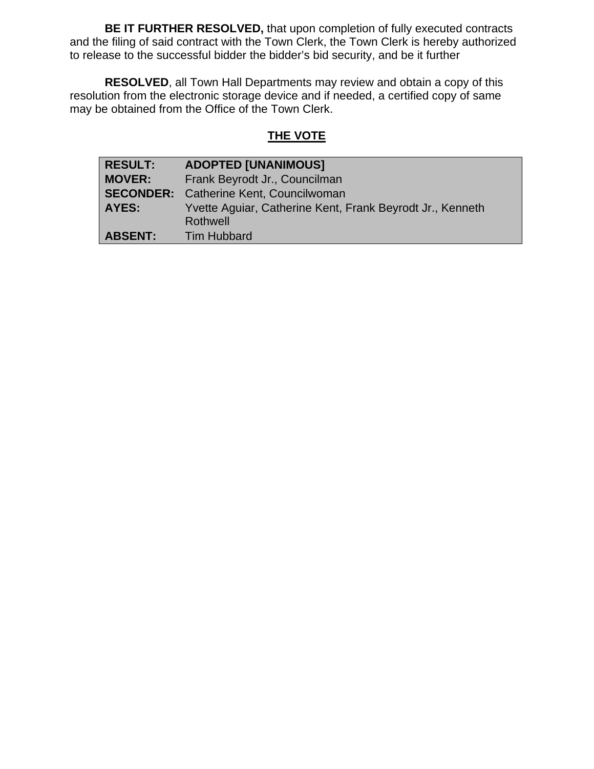**BE IT FURTHER RESOLVED,** that upon completion of fully executed contracts and the filing of said contract with the Town Clerk, the Town Clerk is hereby authorized to release to the successful bidder the bidder's bid security, and be it further

**RESOLVED**, all Town Hall Departments may review and obtain a copy of this resolution from the electronic storage device and if needed, a certified copy of same may be obtained from the Office of the Town Clerk.

## THE VOTE

| | |
|---|---|
| **RESULT:** | **ADOPTED [UNANIMOUS]** |
| **MOVER:** | Frank Beyrodt Jr., Councilman |
| **SECONDER:** | Catherine Kent, Councilwoman |
| **AYES:** | Yvette Aguiar, Catherine Kent, Frank Beyrodt Jr., Kenneth Rothwell |
| **ABSENT:** | Tim Hubbard |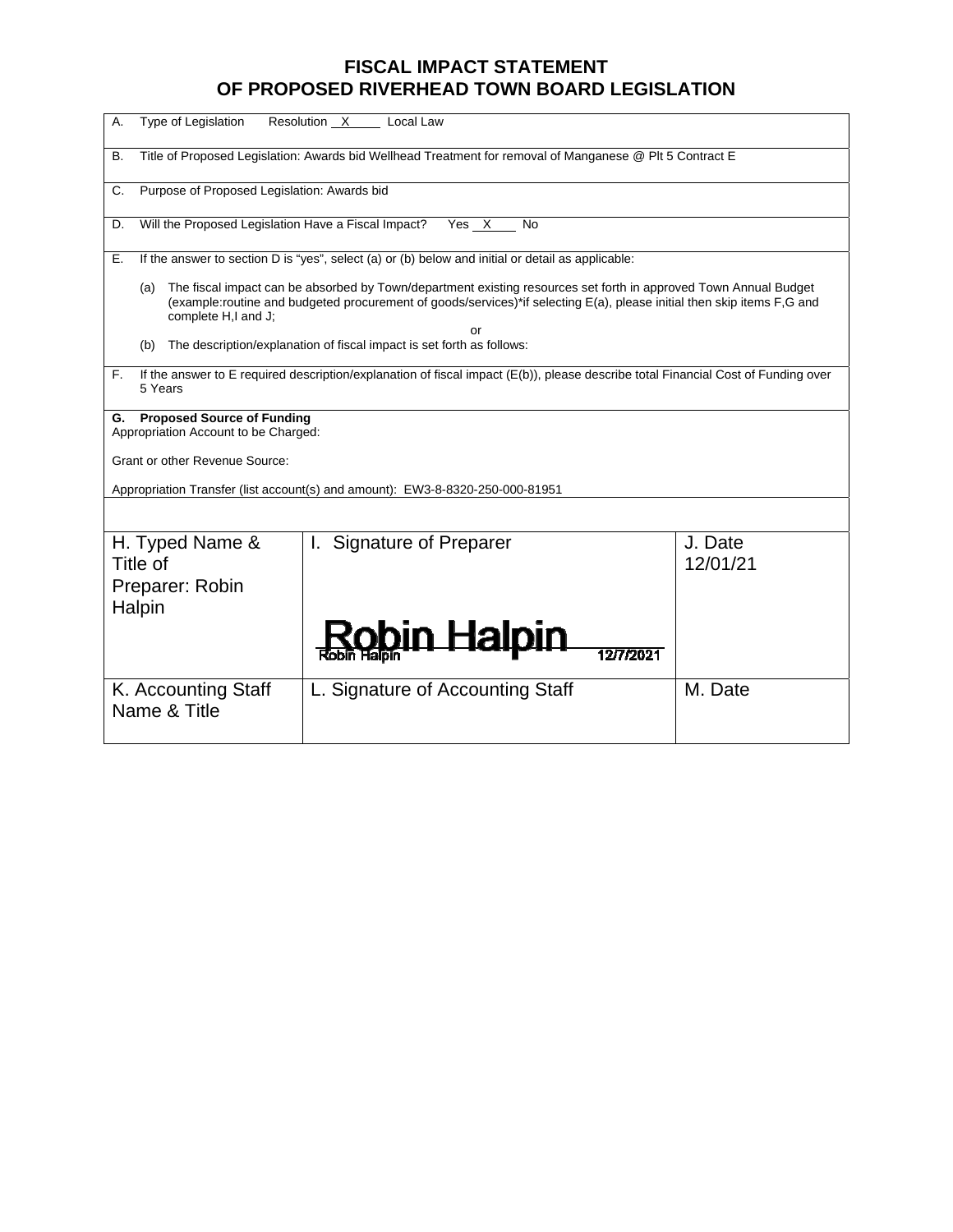# FISCAL IMPACT STATEMENT
# OF PROPOSED RIVERHEAD TOWN BOARD LEGISLATION

A. Type of Legislation Resolution X Local Law

B. Title of Proposed Legislation: Awards bid Wellhead Treatment for removal of Manganese @ Plt 5 Contract E

C. Purpose of Proposed Legislation: Awards bid

D. Will the Proposed Legislation Have a Fiscal Impact? Yes X No

E. If the answer to section D is "yes", select (a) or (b) below and initial or detail as applicable:

(a) The fiscal impact can be absorbed by Town/department existing resources set forth in approved Town Annual Budget (example:routine and budgeted procurement of goods/services)*if selecting E(a), please initial then skip items F,G and complete H,I and J;

or

(b) The description/explanation of fiscal impact is set forth as follows:

F. If the answer to E required description/explanation of fiscal impact (E(b)), please describe total Financial Cost of Funding over 5 Years

**G. Proposed Source of Funding**
Appropriation Account to be Charged:

Grant or other Revenue Source:

Appropriation Transfer (list account(s) and amount): EW3-8-8320-250-000-81951

| | | |
|---|---|---|
| H. Typed Name & Title of Preparer: Robin Halpin | I. Signature of Preparer<br>Robin Halpin<br>Robin Halpin 12/7/2021 | J. Date<br>12/01/21 |
| K. Accounting Staff Name & Title | L. Signature of Accounting Staff | M. Date |